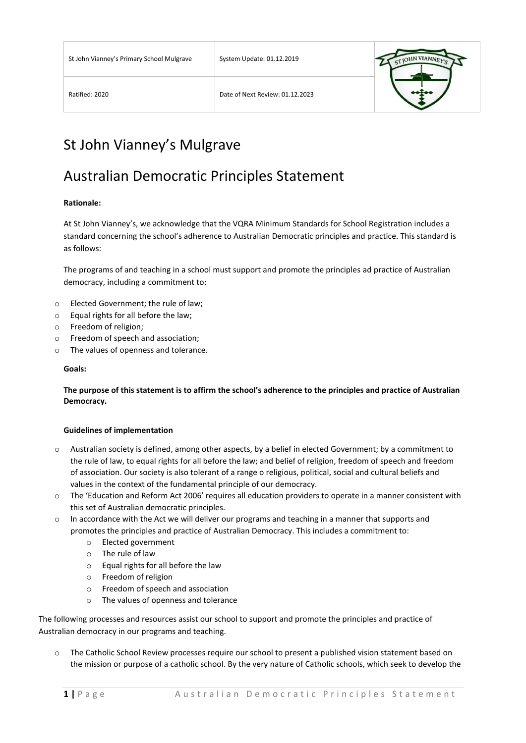| St John Vianney's Primary School Mulgrave | System Update: 01.12.2019 |
| --- | --- |
| Ratified: 2020 | Date of Next Review: 01.12.2023 |

# St John Vianney's Mulgrave

# Australian Democratic Principles Statement

**Rationale:**

At St John Vianney's, we acknowledge that the VQRA Minimum Standards for School Registration includes a standard concerning the school's adherence to Australian Democratic principles and practice. This standard is as follows:

The programs of and teaching in a school must support and promote the principles ad practice of Australian democracy, including a commitment to:

- Elected Government; the rule of law;
- Equal rights for all before the law;
- Freedom of religion;
- Freedom of speech and association;
- The values of openness and tolerance.

**Goals:**

**The purpose of this statement is to affirm the school's adherence to the principles and practice of Australian Democracy.**

**Guidelines of implementation**

- Australian society is defined, among other aspects, by a belief in elected Government; by a commitment to the rule of law, to equal rights for all before the law; and belief of religion, freedom of speech and freedom of association. Our society is also tolerant of a range o religious, political, social and cultural beliefs and values in the context of the fundamental principle of our democracy.
- The 'Education and Reform Act 2006' requires all education providers to operate in a manner consistent with this set of Australian democratic principles.
- In accordance with the Act we will deliver our programs and teaching in a manner that supports and promotes the principles and practice of Australian Democracy. This includes a commitment to:
  - Elected government
  - The rule of law
  - Equal rights for all before the law
  - Freedom of religion
  - Freedom of speech and association
  - The values of openness and tolerance

The following processes and resources assist our school to support and promote the principles and practice of Australian democracy in our programs and teaching.

- The Catholic School Review processes require our school to present a published vision statement based on the mission or purpose of a catholic school. By the very nature of Catholic schools, which seek to develop the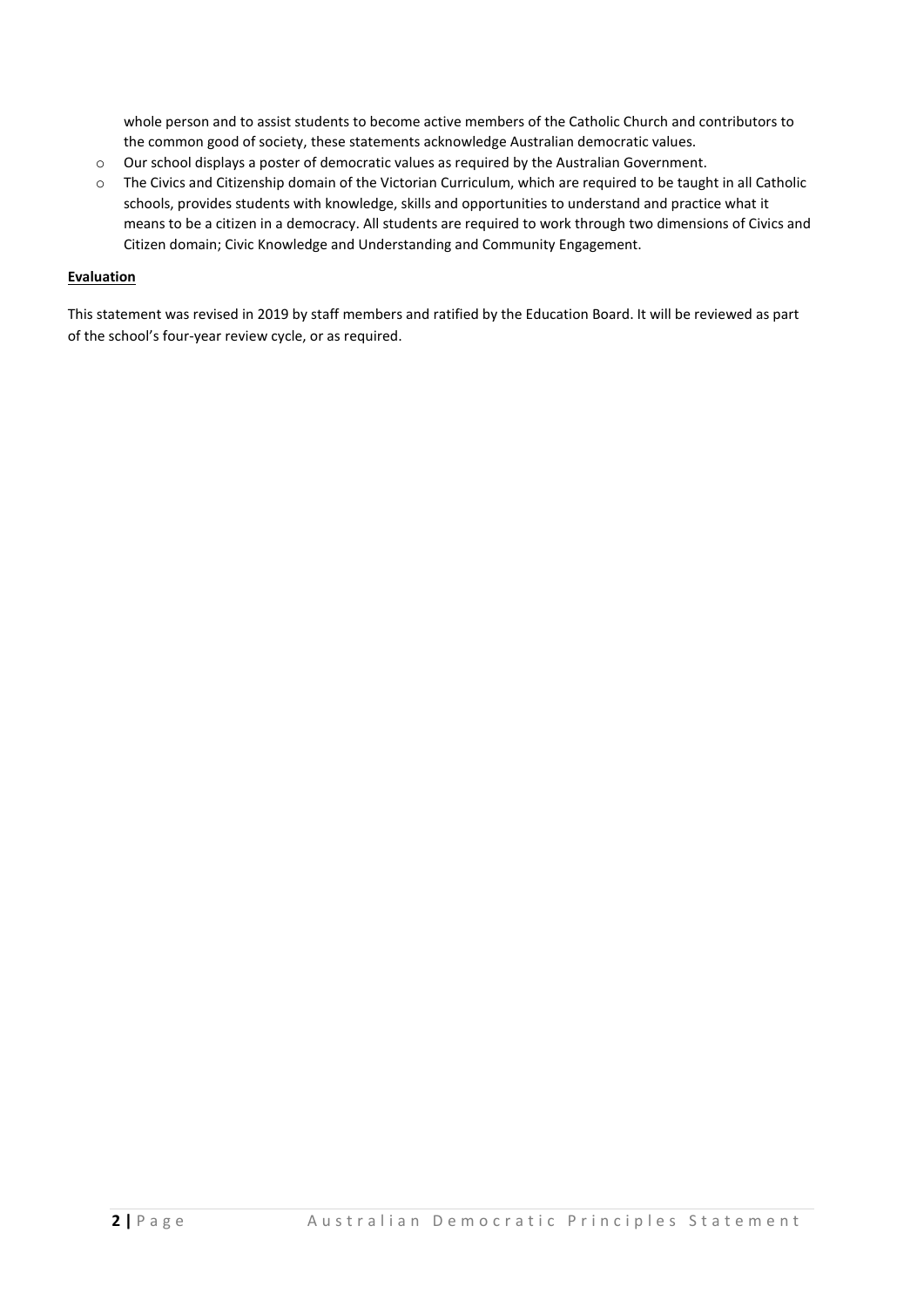whole person and to assist students to become active members of the Catholic Church and contributors to the common good of society, these statements acknowledge Australian democratic values.

- Our school displays a poster of democratic values as required by the Australian Government.
- The Civics and Citizenship domain of the Victorian Curriculum, which are required to be taught in all Catholic schools, provides students with knowledge, skills and opportunities to understand and practice what it means to be a citizen in a democracy. All students are required to work through two dimensions of Civics and Citizen domain; Civic Knowledge and Understanding and Community Engagement.

**Evaluation**

This statement was revised in 2019 by staff members and ratified by the Education Board. It will be reviewed as part of the school's four-year review cycle, or as required.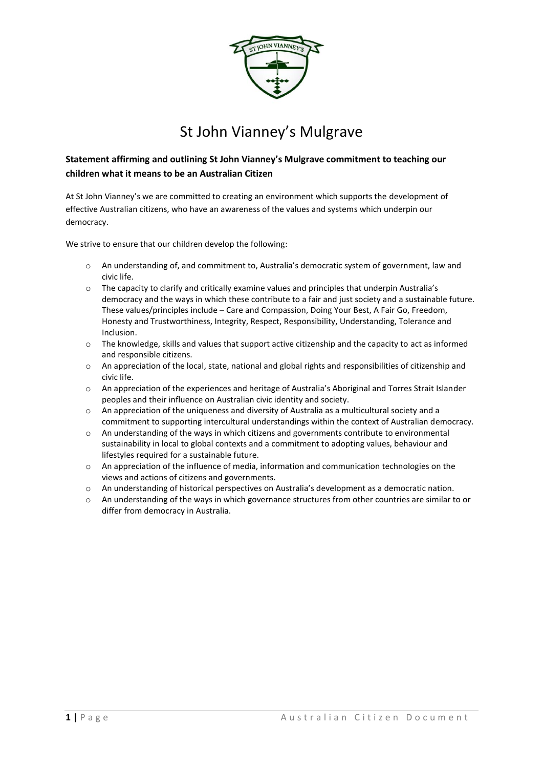# St John Vianney's Mulgrave

**Statement affirming and outlining St John Vianney's Mulgrave commitment to teaching our children what it means to be an Australian Citizen**

At St John Vianney's we are committed to creating an environment which supports the development of effective Australian citizens, who have an awareness of the values and systems which underpin our democracy.

We strive to ensure that our children develop the following:

- An understanding of, and commitment to, Australia's democratic system of government, law and civic life.
- The capacity to clarify and critically examine values and principles that underpin Australia's democracy and the ways in which these contribute to a fair and just society and a sustainable future. These values/principles include – Care and Compassion, Doing Your Best, A Fair Go, Freedom, Honesty and Trustworthiness, Integrity, Respect, Responsibility, Understanding, Tolerance and Inclusion.
- The knowledge, skills and values that support active citizenship and the capacity to act as informed and responsible citizens.
- An appreciation of the local, state, national and global rights and responsibilities of citizenship and civic life.
- An appreciation of the experiences and heritage of Australia's Aboriginal and Torres Strait Islander peoples and their influence on Australian civic identity and society.
- An appreciation of the uniqueness and diversity of Australia as a multicultural society and a commitment to supporting intercultural understandings within the context of Australian democracy.
- An understanding of the ways in which citizens and governments contribute to environmental sustainability in local to global contexts and a commitment to adopting values, behaviour and lifestyles required for a sustainable future.
- An appreciation of the influence of media, information and communication technologies on the views and actions of citizens and governments.
- An understanding of historical perspectives on Australia's development as a democratic nation.
- An understanding of the ways in which governance structures from other countries are similar to or differ from democracy in Australia.